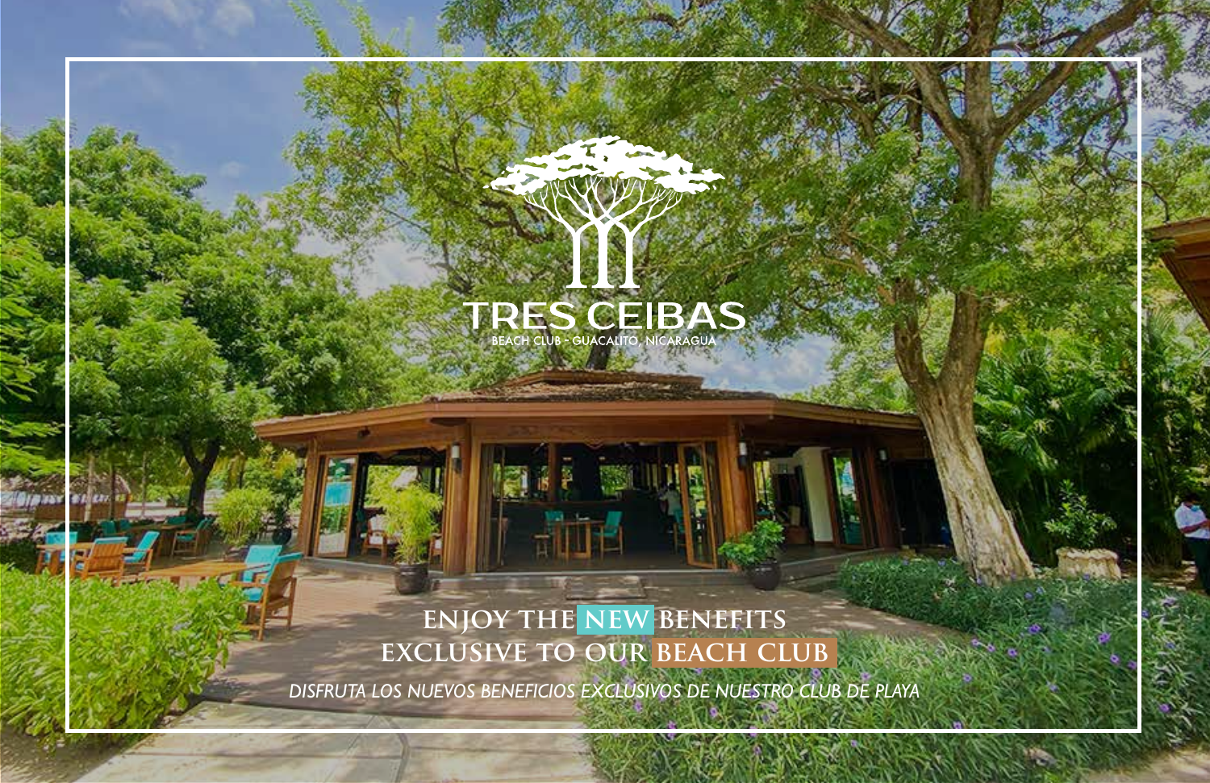# TRES CEIBAS

BEACH CLUB - GUACALITO, NICARAGUA

## ENJOY THE NEW BENEFITS EXCLUSIVE TO OUR BEACH CLUB

*DISFRUTA LOS NUEVOS BENEFICIOS EXCLUSIVOS DE NUESTRO CLUB DE PLAYA*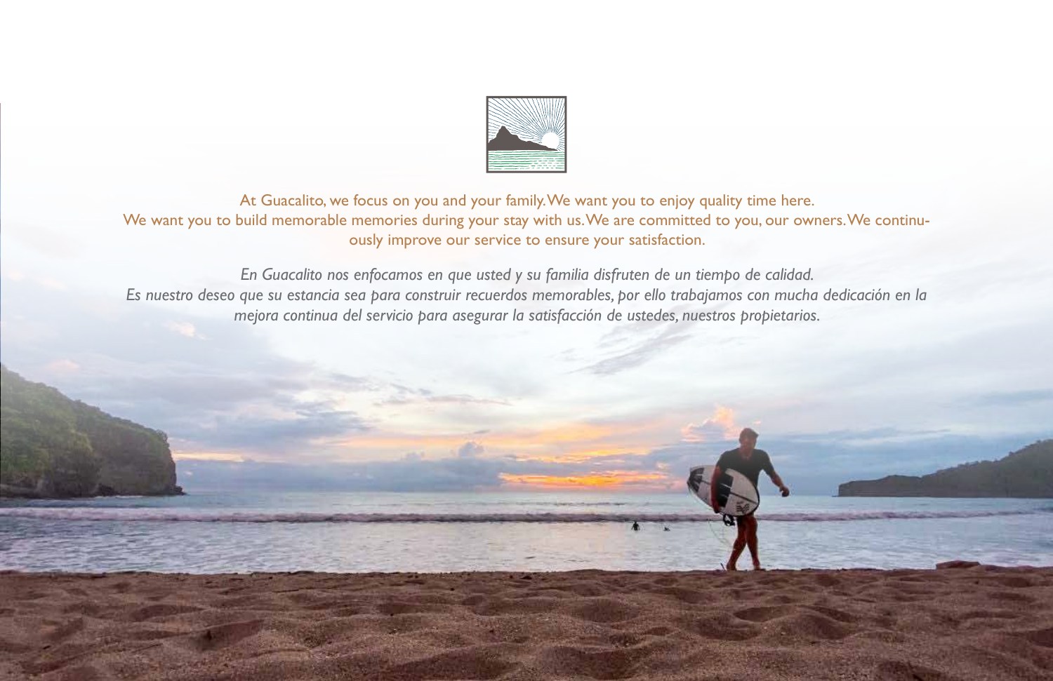At Guacalito, we focus on you and your family. We want you to enjoy quality time here. We want you to build memorable memories during your stay with us. We are committed to you, our owners. We continuously improve our service to ensure your satisfaction.

*En Guacalito nos enfocamos en que usted y su familia disfruten de un tiempo de calidad. Es nuestro deseo que su estancia sea para construir recuerdos memorables, por ello trabajamos con mucha dedicación en la mejora continua del servicio para asegurar la satisfacción de ustedes, nuestros propietarios.*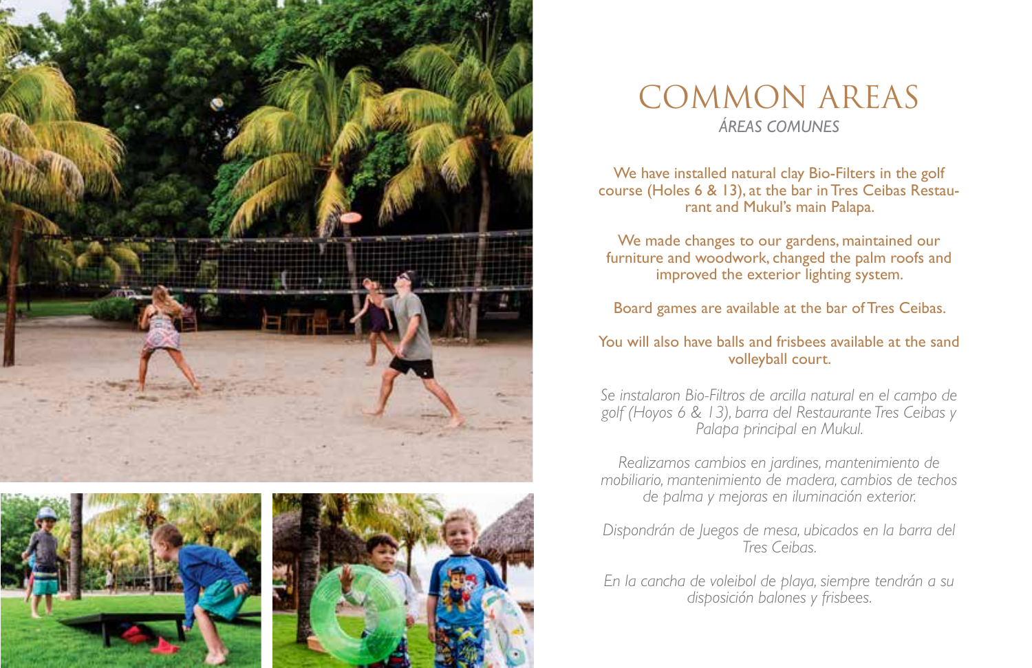# COMMON AREAS

*ÁREAS COMUNES*

We have installed natural clay Bio-Filters in the golf course (Holes 6 & 13), at the bar in Tres Ceibas Restaurant and Mukul's main Palapa.

We made changes to our gardens, maintained our furniture and woodwork, changed the palm roofs and improved the exterior lighting system.

Board games are available at the bar of Tres Ceibas.

You will also have balls and frisbees available at the sand volleyball court.

*Se instalaron Bio-Filtros de arcilla natural en el campo de golf (Hoyos 6 & 13), barra del Restaurante Tres Ceibas y Palapa principal en Mukul.*

*Realizamos cambios en jardines, mantenimiento de mobiliario, mantenimiento de madera, cambios de techos de palma y mejoras en iluminación exterior.*

*Dispondrán de Juegos de mesa, ubicados en la barra del Tres Ceibas.*

*En la cancha de voleibol de playa, siempre tendrán a su disposición balones y frisbees.*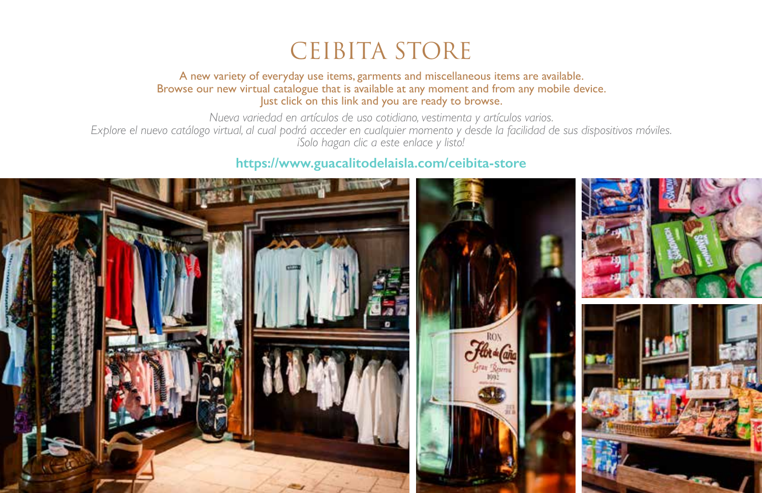# CEIBITA STORE

A new variety of everyday use items, garments and miscellaneous items are available.
Browse our new virtual catalogue that is available at any moment and from any mobile device.
Just click on this link and you are ready to browse.

*Nueva variedad en artículos de uso cotidiano, vestimenta y artículos varios.*
*Explore el nuevo catálogo virtual, al cual podrá acceder en cualquier momento y desde la facilidad de sus dispositivos móviles.*
*¡Solo hagan clic a este enlace y listo!*

**https://www.guacalitodelaisla.com/ceibita-store**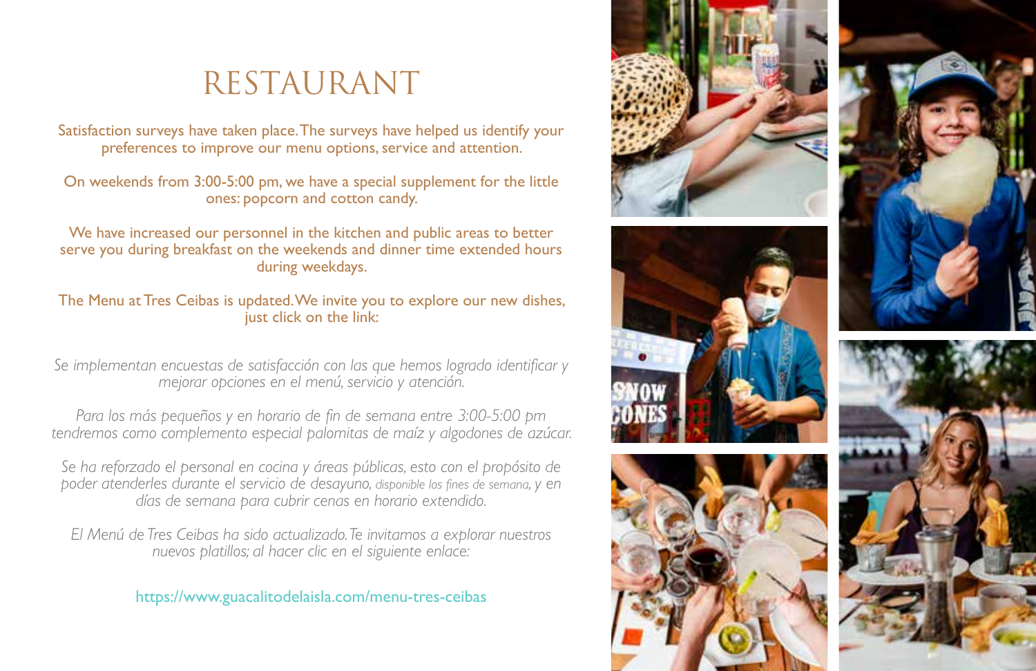# RESTAURANT

Satisfaction surveys have taken place. The surveys have helped us identify your preferences to improve our menu options, service and attention.

On weekends from 3:00-5:00 pm, we have a special supplement for the little ones: popcorn and cotton candy.

We have increased our personnel in the kitchen and public areas to better serve you during breakfast on the weekends and dinner time extended hours during weekdays.

The Menu at Tres Ceibas is updated. We invite you to explore our new dishes, just click on the link:

*Se implementan encuestas de satisfacción con las que hemos logrado identificar y mejorar opciones en el menú, servicio y atención.*

*Para los más pequeños y en horario de fin de semana entre 3:00-5:00 pm tendremos como complemento especial palomitas de maíz y algodones de azúcar.*

*Se ha reforzado el personal en cocina y áreas públicas, esto con el propósito de poder atenderles durante el servicio de desayuno, disponible los fines de semana, y en días de semana para cubrir cenas en horario extendido.*

*El Menú de Tres Ceibas ha sido actualizado. Te invitamos a explorar nuestros nuevos platillos; al hacer clic en el siguiente enlace:*

https://www.guacalitodelaisla.com/menu-tres-ceibas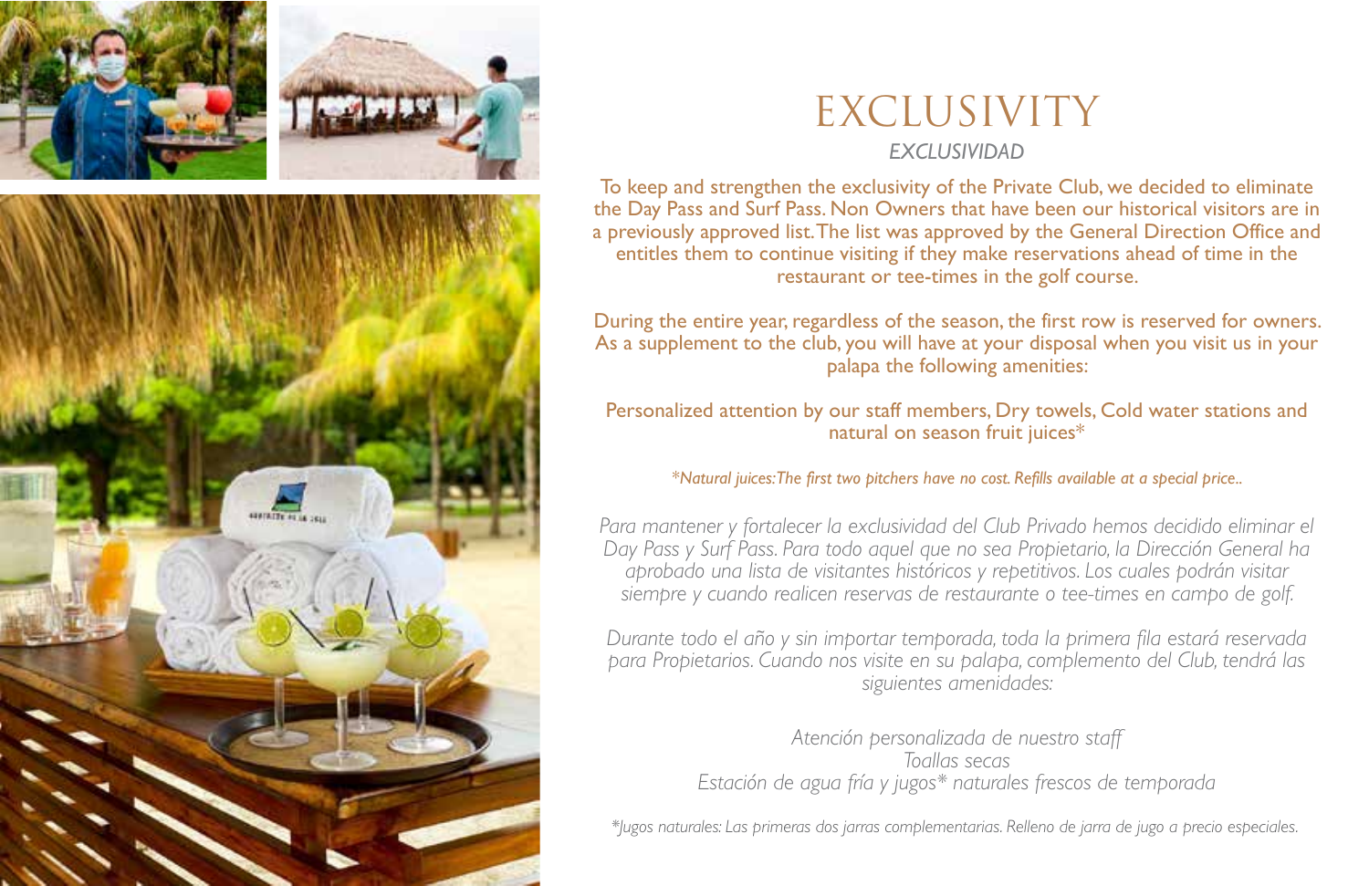# EXCLUSIVITY

*EXCLUSIVIDAD*

To keep and strengthen the exclusivity of the Private Club, we decided to eliminate the Day Pass and Surf Pass. Non Owners that have been our historical visitors are in a previously approved list. The list was approved by the General Direction Office and entitles them to continue visiting if they make reservations ahead of time in the restaurant or tee-times in the golf course.

During the entire year, regardless of the season, the first row is reserved for owners. As a supplement to the club, you will have at your disposal when you visit us in your palapa the following amenities:

Personalized attention by our staff members, Dry towels, Cold water stations and natural on season fruit juices*

*\*Natural juices: The first two pitchers have no cost. Refills available at a special price..*

*Para mantener y fortalecer la exclusividad del Club Privado hemos decidido eliminar el Day Pass y Surf Pass. Para todo aquel que no sea Propietario, la Dirección General ha aprobado una lista de visitantes históricos y repetitivos. Los cuales podrán visitar siempre y cuando realicen reservas de restaurante o tee-times en campo de golf.*

*Durante todo el año y sin importar temporada, toda la primera fila estará reservada para Propietarios. Cuando nos visite en su palapa, complemento del Club, tendrá las siguientes amenidades:*

*Atención personalizada de nuestro staff*
*Toallas secas*
*Estación de agua fría y jugos\* naturales frescos de temporada*

*\*Jugos naturales: Las primeras dos jarras complementarias. Relleno de jarra de jugo a precio especiales.*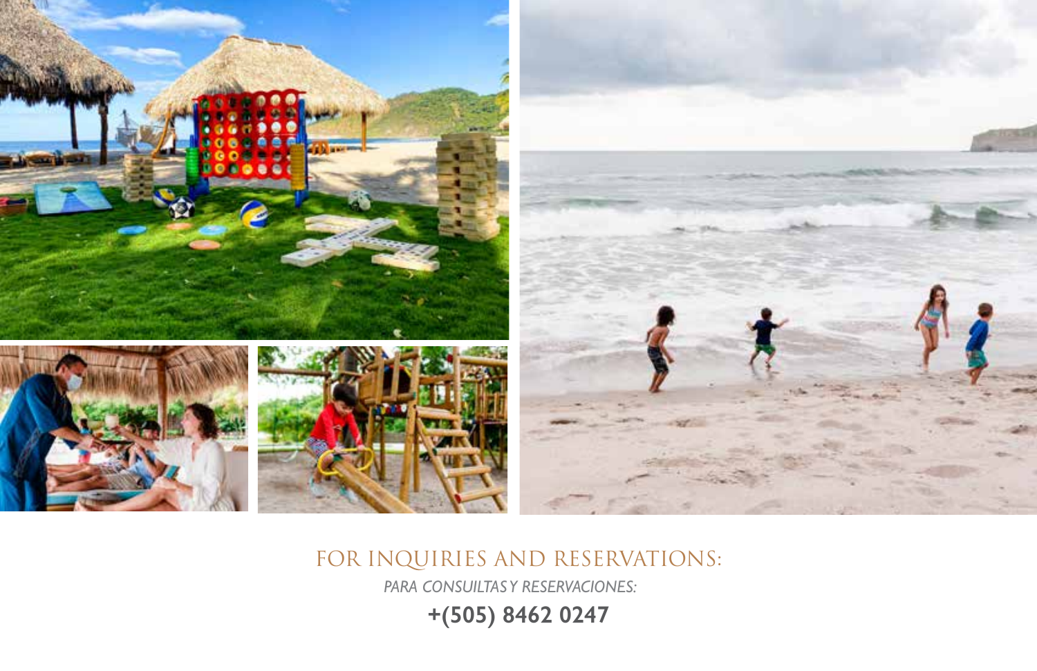## FOR INQUIRIES AND RESERVATIONS:

*PARA CONSULTAS Y RESERVACIONES:*

**+(505) 8462 0247**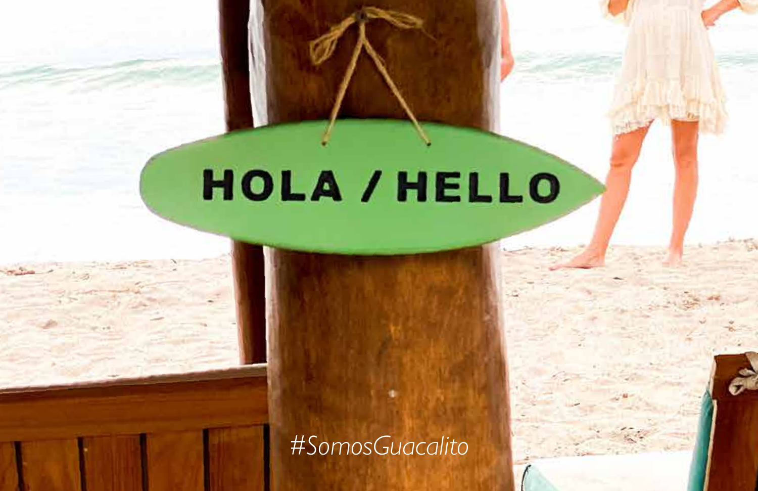HOLA / HELLO

#SomosGuacalito